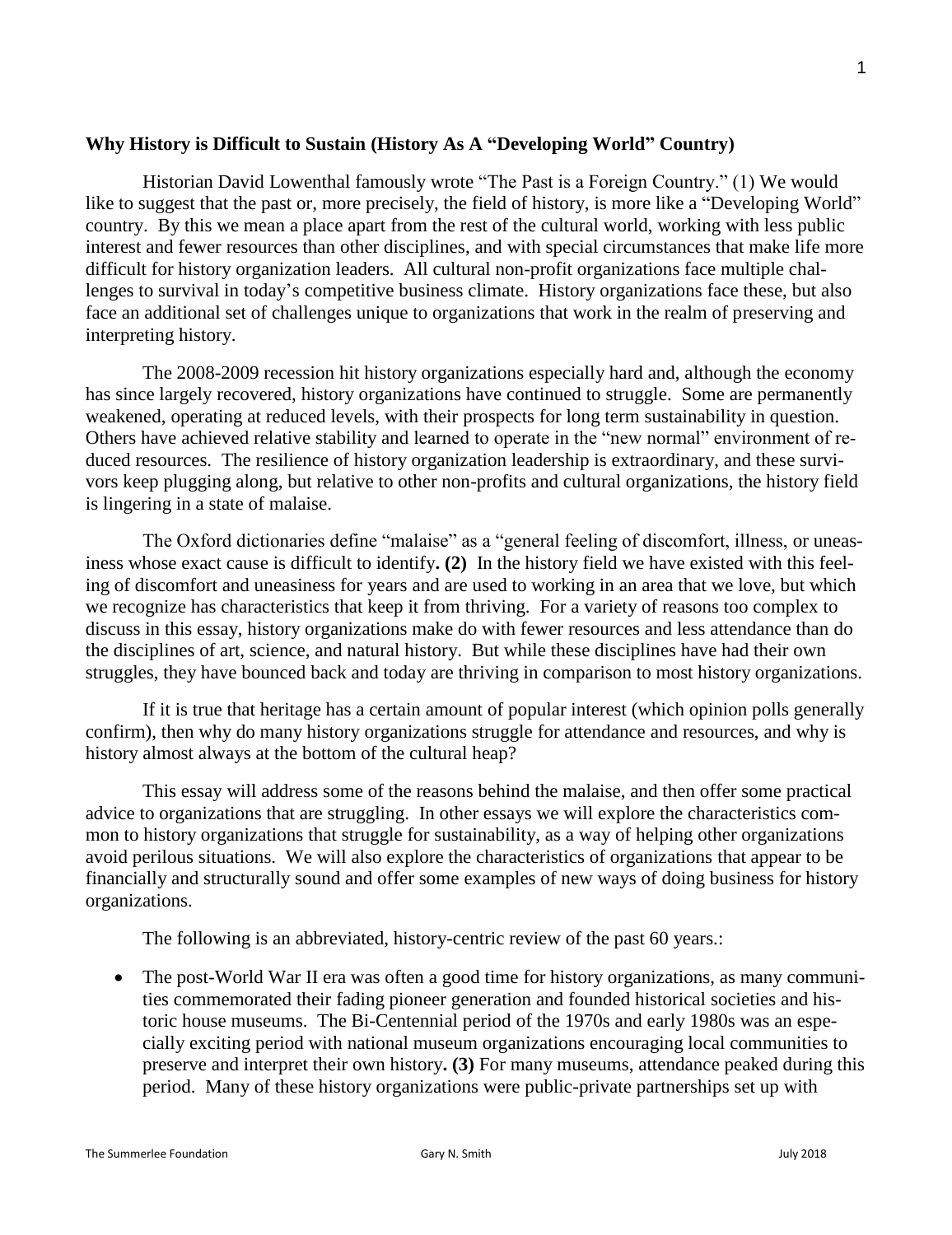**Why History is Difficult to Sustain (History As A "Developing World" Country)**

Historian David Lowenthal famously wrote "The Past is a Foreign Country." (1) We would like to suggest that the past or, more precisely, the field of history, is more like a "Developing World" country. By this we mean a place apart from the rest of the cultural world, working with less public interest and fewer resources than other disciplines, and with special circumstances that make life more difficult for history organization leaders. All cultural non-profit organizations face multiple challenges to survival in today's competitive business climate. History organizations face these, but also face an additional set of challenges unique to organizations that work in the realm of preserving and interpreting history.

The 2008-2009 recession hit history organizations especially hard and, although the economy has since largely recovered, history organizations have continued to struggle. Some are permanently weakened, operating at reduced levels, with their prospects for long term sustainability in question. Others have achieved relative stability and learned to operate in the "new normal" environment of reduced resources. The resilience of history organization leadership is extraordinary, and these survivors keep plugging along, but relative to other non-profits and cultural organizations, the history field is lingering in a state of malaise.

The Oxford dictionaries define "malaise" as a "general feeling of discomfort, illness, or uneasiness whose exact cause is difficult to identify**. (2)** In the history field we have existed with this feeling of discomfort and uneasiness for years and are used to working in an area that we love, but which we recognize has characteristics that keep it from thriving. For a variety of reasons too complex to discuss in this essay, history organizations make do with fewer resources and less attendance than do the disciplines of art, science, and natural history. But while these disciplines have had their own struggles, they have bounced back and today are thriving in comparison to most history organizations.

If it is true that heritage has a certain amount of popular interest (which opinion polls generally confirm), then why do many history organizations struggle for attendance and resources, and why is history almost always at the bottom of the cultural heap?

This essay will address some of the reasons behind the malaise, and then offer some practical advice to organizations that are struggling. In other essays we will explore the characteristics common to history organizations that struggle for sustainability, as a way of helping other organizations avoid perilous situations. We will also explore the characteristics of organizations that appear to be financially and structurally sound and offer some examples of new ways of doing business for history organizations.

The following is an abbreviated, history-centric review of the past 60 years.:

- The post-World War II era was often a good time for history organizations, as many communities commemorated their fading pioneer generation and founded historical societies and historic house museums. The Bi-Centennial period of the 1970s and early 1980s was an especially exciting period with national museum organizations encouraging local communities to preserve and interpret their own history**. (3)** For many museums, attendance peaked during this period. Many of these history organizations were public-private partnerships set up with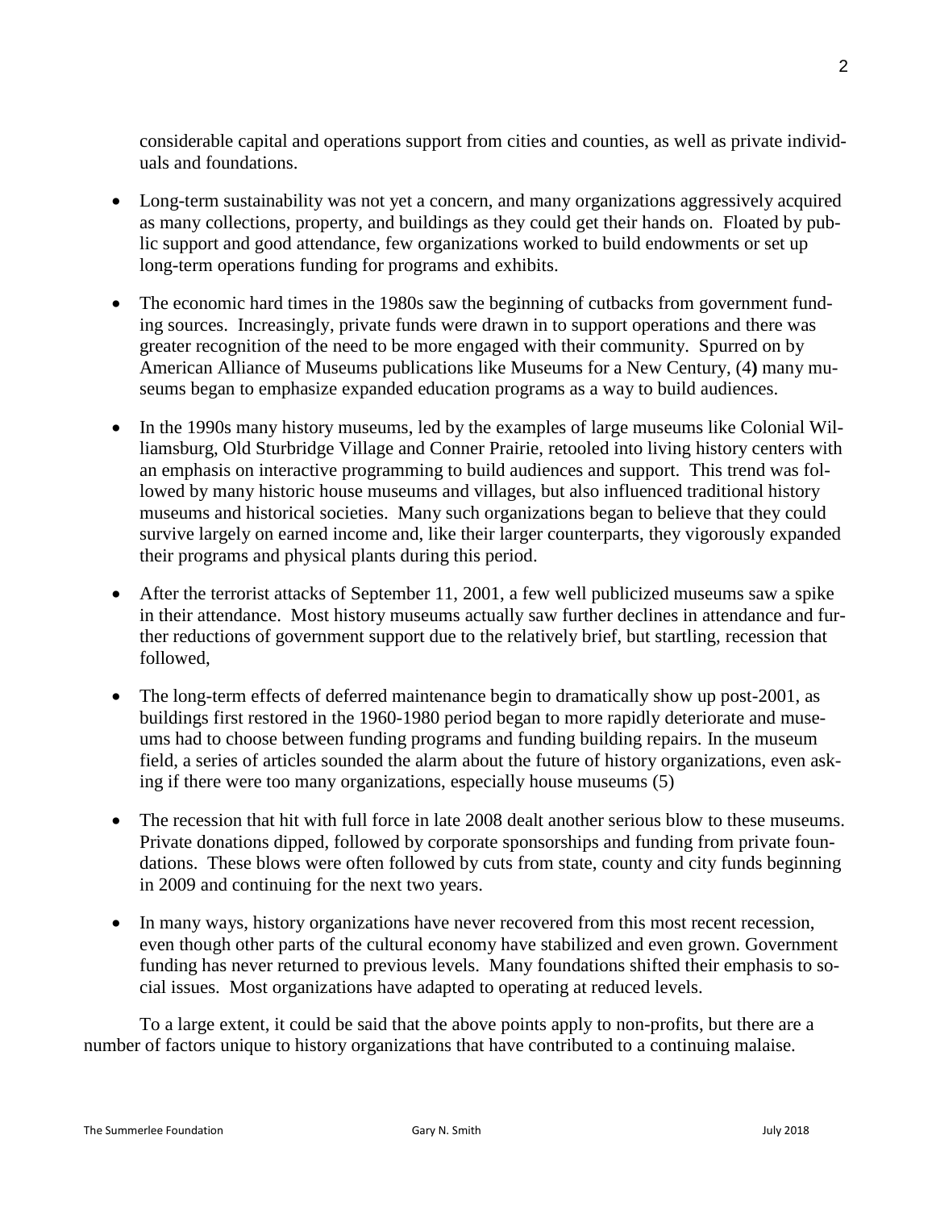considerable capital and operations support from cities and counties, as well as private individuals and foundations.

- Long-term sustainability was not yet a concern, and many organizations aggressively acquired as many collections, property, and buildings as they could get their hands on. Floated by public support and good attendance, few organizations worked to build endowments or set up long-term operations funding for programs and exhibits.

- The economic hard times in the 1980s saw the beginning of cutbacks from government funding sources. Increasingly, private funds were drawn in to support operations and there was greater recognition of the need to be more engaged with their community. Spurred on by American Alliance of Museums publications like Museums for a New Century, (4**)** many museums began to emphasize expanded education programs as a way to build audiences.

- In the 1990s many history museums, led by the examples of large museums like Colonial Williamsburg, Old Sturbridge Village and Conner Prairie, retooled into living history centers with an emphasis on interactive programming to build audiences and support. This trend was followed by many historic house museums and villages, but also influenced traditional history museums and historical societies. Many such organizations began to believe that they could survive largely on earned income and, like their larger counterparts, they vigorously expanded their programs and physical plants during this period.

- After the terrorist attacks of September 11, 2001, a few well publicized museums saw a spike in their attendance. Most history museums actually saw further declines in attendance and further reductions of government support due to the relatively brief, but startling, recession that followed,

- The long-term effects of deferred maintenance begin to dramatically show up post-2001, as buildings first restored in the 1960-1980 period began to more rapidly deteriorate and museums had to choose between funding programs and funding building repairs. In the museum field, a series of articles sounded the alarm about the future of history organizations, even asking if there were too many organizations, especially house museums (5)

- The recession that hit with full force in late 2008 dealt another serious blow to these museums. Private donations dipped, followed by corporate sponsorships and funding from private foundations. These blows were often followed by cuts from state, county and city funds beginning in 2009 and continuing for the next two years.

- In many ways, history organizations have never recovered from this most recent recession, even though other parts of the cultural economy have stabilized and even grown. Government funding has never returned to previous levels. Many foundations shifted their emphasis to social issues. Most organizations have adapted to operating at reduced levels.

To a large extent, it could be said that the above points apply to non-profits, but there are a number of factors unique to history organizations that have contributed to a continuing malaise.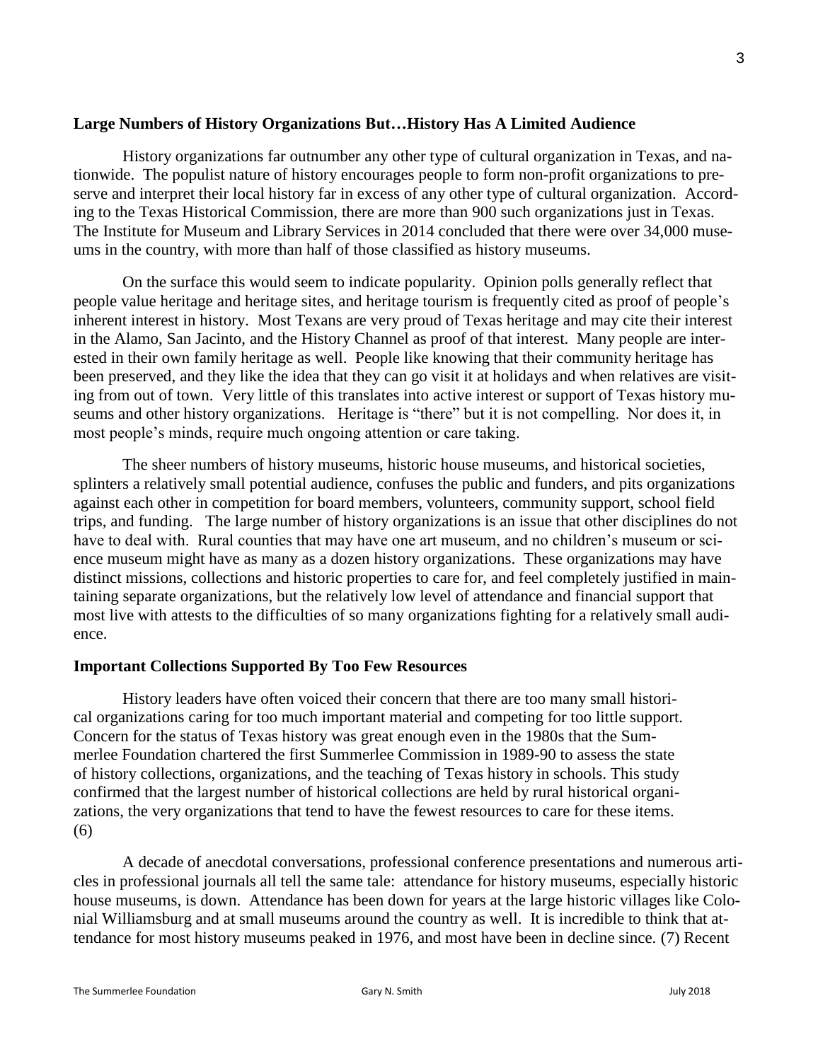**Large Numbers of History Organizations But…History Has A Limited Audience**

History organizations far outnumber any other type of cultural organization in Texas, and nationwide. The populist nature of history encourages people to form non-profit organizations to preserve and interpret their local history far in excess of any other type of cultural organization. According to the Texas Historical Commission, there are more than 900 such organizations just in Texas. The Institute for Museum and Library Services in 2014 concluded that there were over 34,000 museums in the country, with more than half of those classified as history museums.

On the surface this would seem to indicate popularity. Opinion polls generally reflect that people value heritage and heritage sites, and heritage tourism is frequently cited as proof of people's inherent interest in history. Most Texans are very proud of Texas heritage and may cite their interest in the Alamo, San Jacinto, and the History Channel as proof of that interest. Many people are interested in their own family heritage as well. People like knowing that their community heritage has been preserved, and they like the idea that they can go visit it at holidays and when relatives are visiting from out of town. Very little of this translates into active interest or support of Texas history museums and other history organizations. Heritage is "there" but it is not compelling. Nor does it, in most people's minds, require much ongoing attention or care taking.

The sheer numbers of history museums, historic house museums, and historical societies, splinters a relatively small potential audience, confuses the public and funders, and pits organizations against each other in competition for board members, volunteers, community support, school field trips, and funding. The large number of history organizations is an issue that other disciplines do not have to deal with. Rural counties that may have one art museum, and no children's museum or science museum might have as many as a dozen history organizations. These organizations may have distinct missions, collections and historic properties to care for, and feel completely justified in maintaining separate organizations, but the relatively low level of attendance and financial support that most live with attests to the difficulties of so many organizations fighting for a relatively small audience.

**Important Collections Supported By Too Few Resources**

History leaders have often voiced their concern that there are too many small historical organizations caring for too much important material and competing for too little support. Concern for the status of Texas history was great enough even in the 1980s that the Summerlee Foundation chartered the first Summerlee Commission in 1989-90 to assess the state of history collections, organizations, and the teaching of Texas history in schools. This study confirmed that the largest number of historical collections are held by rural historical organizations, the very organizations that tend to have the fewest resources to care for these items. (6)

A decade of anecdotal conversations, professional conference presentations and numerous articles in professional journals all tell the same tale: attendance for history museums, especially historic house museums, is down. Attendance has been down for years at the large historic villages like Colonial Williamsburg and at small museums around the country as well. It is incredible to think that attendance for most history museums peaked in 1976, and most have been in decline since. (7) Recent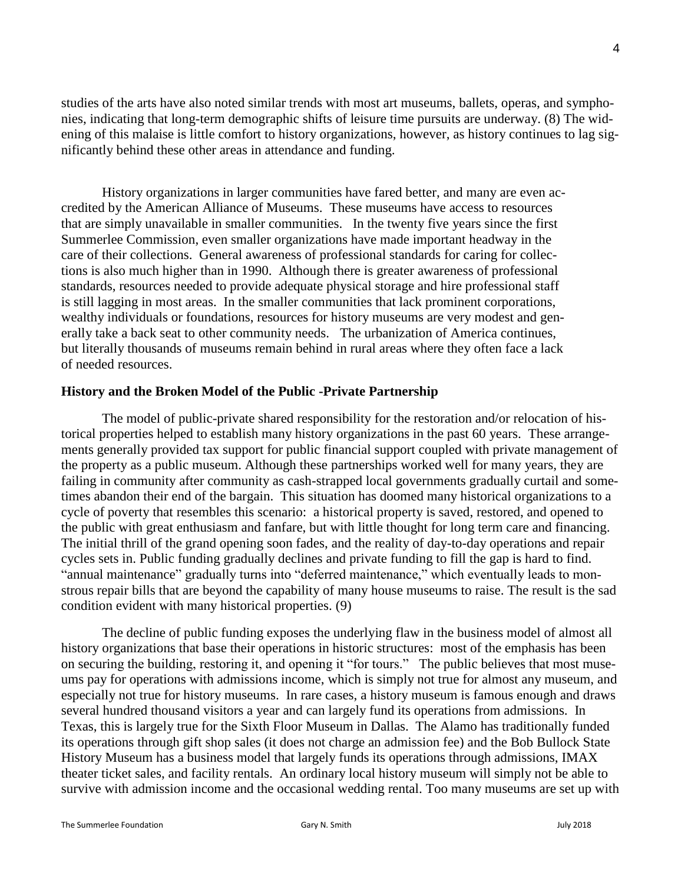studies of the arts have also noted similar trends with most art museums, ballets, operas, and symphonies, indicating that long-term demographic shifts of leisure time pursuits are underway. (8) The widening of this malaise is little comfort to history organizations, however, as history continues to lag significantly behind these other areas in attendance and funding.

History organizations in larger communities have fared better, and many are even accredited by the American Alliance of Museums. These museums have access to resources that are simply unavailable in smaller communities. In the twenty five years since the first Summerlee Commission, even smaller organizations have made important headway in the care of their collections. General awareness of professional standards for caring for collections is also much higher than in 1990. Although there is greater awareness of professional standards, resources needed to provide adequate physical storage and hire professional staff is still lagging in most areas. In the smaller communities that lack prominent corporations, wealthy individuals or foundations, resources for history museums are very modest and generally take a back seat to other community needs. The urbanization of America continues, but literally thousands of museums remain behind in rural areas where they often face a lack of needed resources.

**History and the Broken Model of the Public -Private Partnership**

The model of public-private shared responsibility for the restoration and/or relocation of historical properties helped to establish many history organizations in the past 60 years. These arrangements generally provided tax support for public financial support coupled with private management of the property as a public museum. Although these partnerships worked well for many years, they are failing in community after community as cash-strapped local governments gradually curtail and sometimes abandon their end of the bargain. This situation has doomed many historical organizations to a cycle of poverty that resembles this scenario: a historical property is saved, restored, and opened to the public with great enthusiasm and fanfare, but with little thought for long term care and financing. The initial thrill of the grand opening soon fades, and the reality of day-to-day operations and repair cycles sets in. Public funding gradually declines and private funding to fill the gap is hard to find. "annual maintenance" gradually turns into "deferred maintenance," which eventually leads to monstrous repair bills that are beyond the capability of many house museums to raise. The result is the sad condition evident with many historical properties. (9)

The decline of public funding exposes the underlying flaw in the business model of almost all history organizations that base their operations in historic structures: most of the emphasis has been on securing the building, restoring it, and opening it "for tours." The public believes that most museums pay for operations with admissions income, which is simply not true for almost any museum, and especially not true for history museums. In rare cases, a history museum is famous enough and draws several hundred thousand visitors a year and can largely fund its operations from admissions. In Texas, this is largely true for the Sixth Floor Museum in Dallas. The Alamo has traditionally funded its operations through gift shop sales (it does not charge an admission fee) and the Bob Bullock State History Museum has a business model that largely funds its operations through admissions, IMAX theater ticket sales, and facility rentals. An ordinary local history museum will simply not be able to survive with admission income and the occasional wedding rental. Too many museums are set up with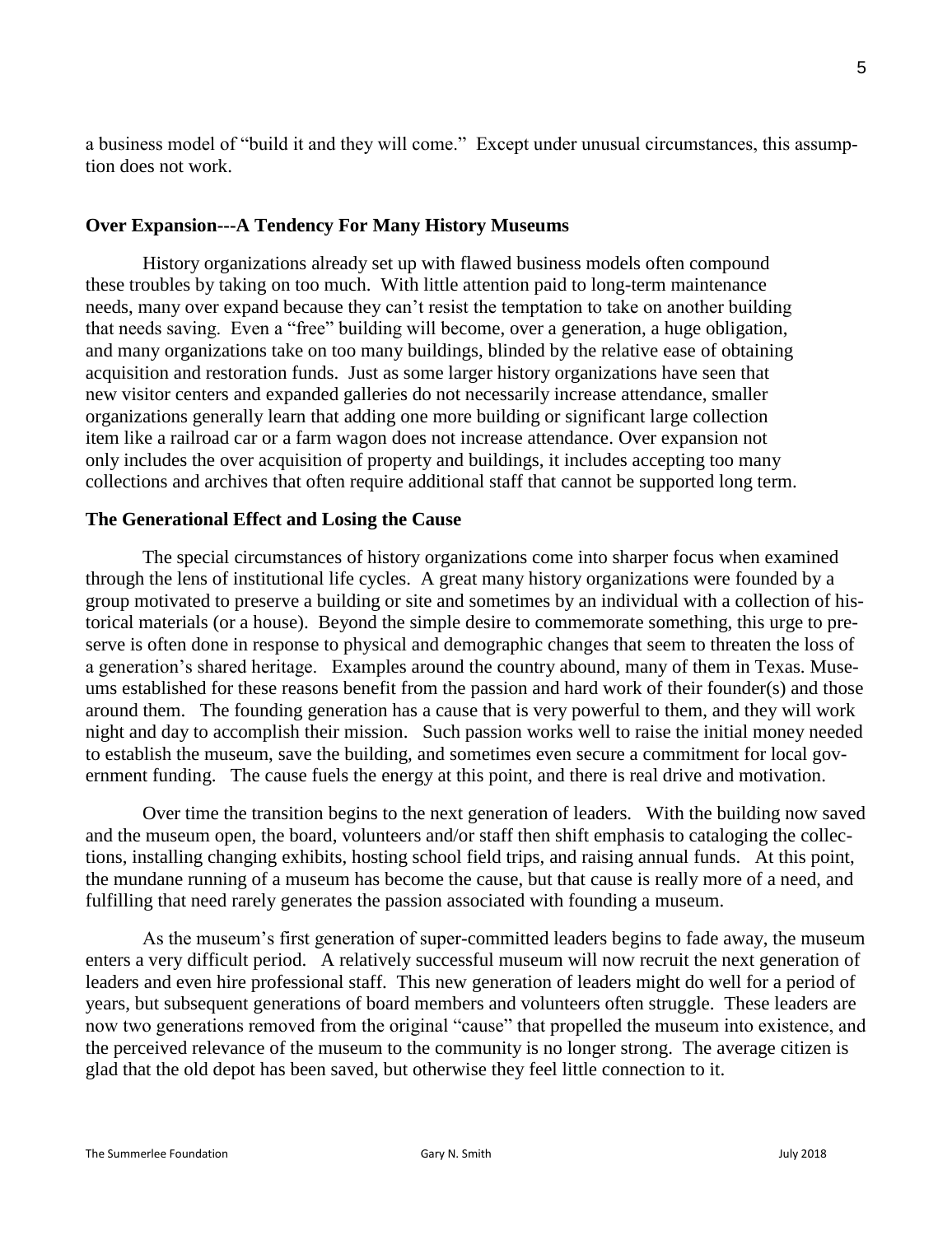a business model of "build it and they will come." Except under unusual circumstances, this assumption does not work.

**Over Expansion---A Tendency For Many History Museums**

History organizations already set up with flawed business models often compound these troubles by taking on too much. With little attention paid to long-term maintenance needs, many over expand because they can't resist the temptation to take on another building that needs saving. Even a "free" building will become, over a generation, a huge obligation, and many organizations take on too many buildings, blinded by the relative ease of obtaining acquisition and restoration funds. Just as some larger history organizations have seen that new visitor centers and expanded galleries do not necessarily increase attendance, smaller organizations generally learn that adding one more building or significant large collection item like a railroad car or a farm wagon does not increase attendance. Over expansion not only includes the over acquisition of property and buildings, it includes accepting too many collections and archives that often require additional staff that cannot be supported long term.

**The Generational Effect and Losing the Cause**

The special circumstances of history organizations come into sharper focus when examined through the lens of institutional life cycles. A great many history organizations were founded by a group motivated to preserve a building or site and sometimes by an individual with a collection of historical materials (or a house). Beyond the simple desire to commemorate something, this urge to preserve is often done in response to physical and demographic changes that seem to threaten the loss of a generation's shared heritage. Examples around the country abound, many of them in Texas. Museums established for these reasons benefit from the passion and hard work of their founder(s) and those around them. The founding generation has a cause that is very powerful to them, and they will work night and day to accomplish their mission. Such passion works well to raise the initial money needed to establish the museum, save the building, and sometimes even secure a commitment for local government funding. The cause fuels the energy at this point, and there is real drive and motivation.

Over time the transition begins to the next generation of leaders. With the building now saved and the museum open, the board, volunteers and/or staff then shift emphasis to cataloging the collections, installing changing exhibits, hosting school field trips, and raising annual funds. At this point, the mundane running of a museum has become the cause, but that cause is really more of a need, and fulfilling that need rarely generates the passion associated with founding a museum.

As the museum's first generation of super-committed leaders begins to fade away, the museum enters a very difficult period. A relatively successful museum will now recruit the next generation of leaders and even hire professional staff. This new generation of leaders might do well for a period of years, but subsequent generations of board members and volunteers often struggle. These leaders are now two generations removed from the original "cause" that propelled the museum into existence, and the perceived relevance of the museum to the community is no longer strong. The average citizen is glad that the old depot has been saved, but otherwise they feel little connection to it.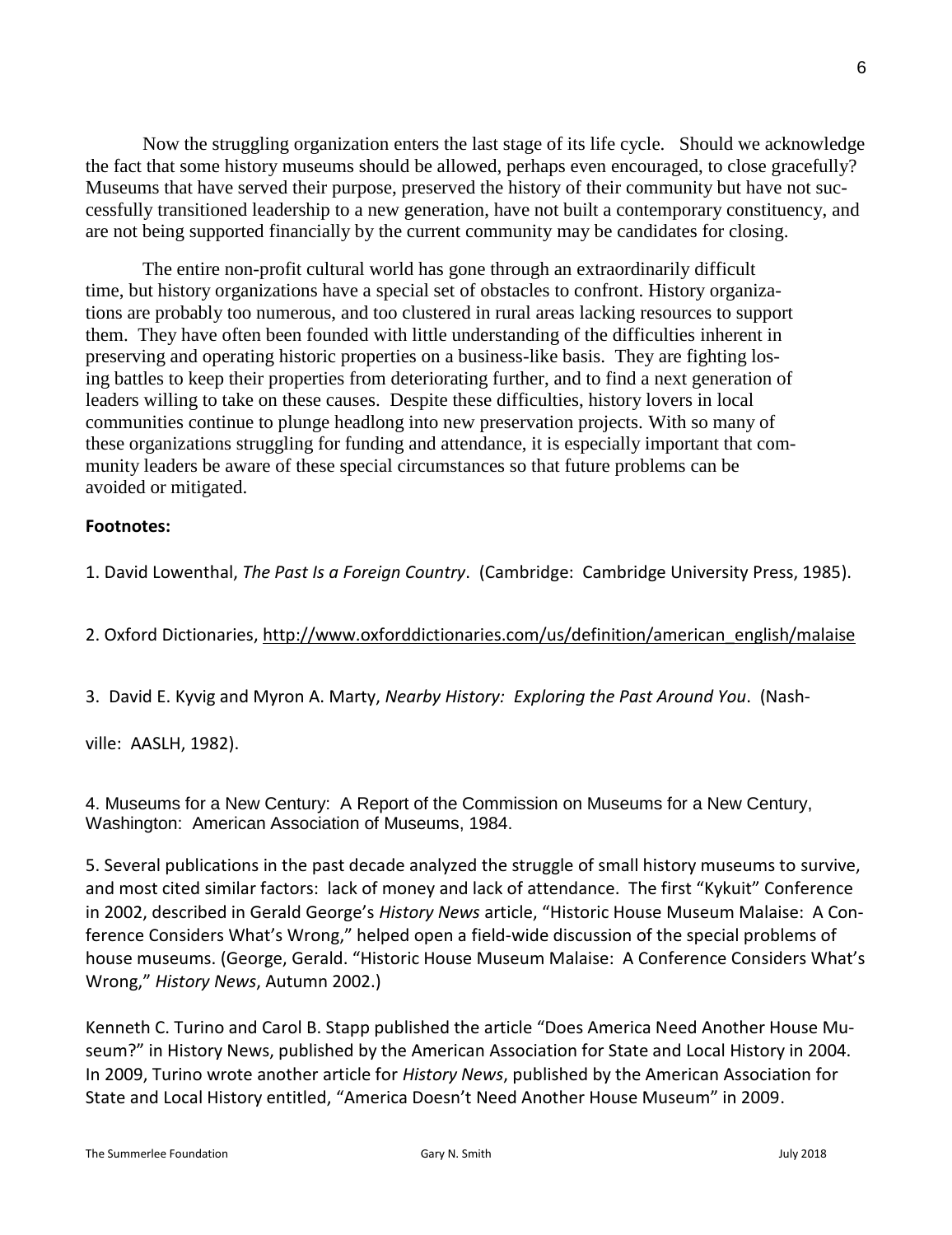Now the struggling organization enters the last stage of its life cycle. Should we acknowledge the fact that some history museums should be allowed, perhaps even encouraged, to close gracefully? Museums that have served their purpose, preserved the history of their community but have not successfully transitioned leadership to a new generation, have not built a contemporary constituency, and are not being supported financially by the current community may be candidates for closing.

The entire non-profit cultural world has gone through an extraordinarily difficult time, but history organizations have a special set of obstacles to confront. History organizations are probably too numerous, and too clustered in rural areas lacking resources to support them. They have often been founded with little understanding of the difficulties inherent in preserving and operating historic properties on a business-like basis. They are fighting losing battles to keep their properties from deteriorating further, and to find a next generation of leaders willing to take on these causes. Despite these difficulties, history lovers in local communities continue to plunge headlong into new preservation projects. With so many of these organizations struggling for funding and attendance, it is especially important that community leaders be aware of these special circumstances so that future problems can be avoided or mitigated.

**Footnotes:**

1. David Lowenthal, *The Past Is a Foreign Country*. (Cambridge: Cambridge University Press, 1985).

2. Oxford Dictionaries, http://www.oxforddictionaries.com/us/definition/american_english/malaise

3. David E. Kyvig and Myron A. Marty, *Nearby History: Exploring the Past Around You*. (Nashville: AASLH, 1982).

4. Museums for a New Century: A Report of the Commission on Museums for a New Century, Washington: American Association of Museums, 1984.

5. Several publications in the past decade analyzed the struggle of small history museums to survive, and most cited similar factors: lack of money and lack of attendance. The first "Kykuit" Conference in 2002, described in Gerald George's *History News* article, "Historic House Museum Malaise: A Conference Considers What's Wrong," helped open a field-wide discussion of the special problems of house museums. (George, Gerald. "Historic House Museum Malaise: A Conference Considers What's Wrong," *History News*, Autumn 2002.)

Kenneth C. Turino and Carol B. Stapp published the article "Does America Need Another House Museum?" in History News, published by the American Association for State and Local History in 2004. In 2009, Turino wrote another article for *History News*, published by the American Association for State and Local History entitled, "America Doesn't Need Another House Museum" in 2009.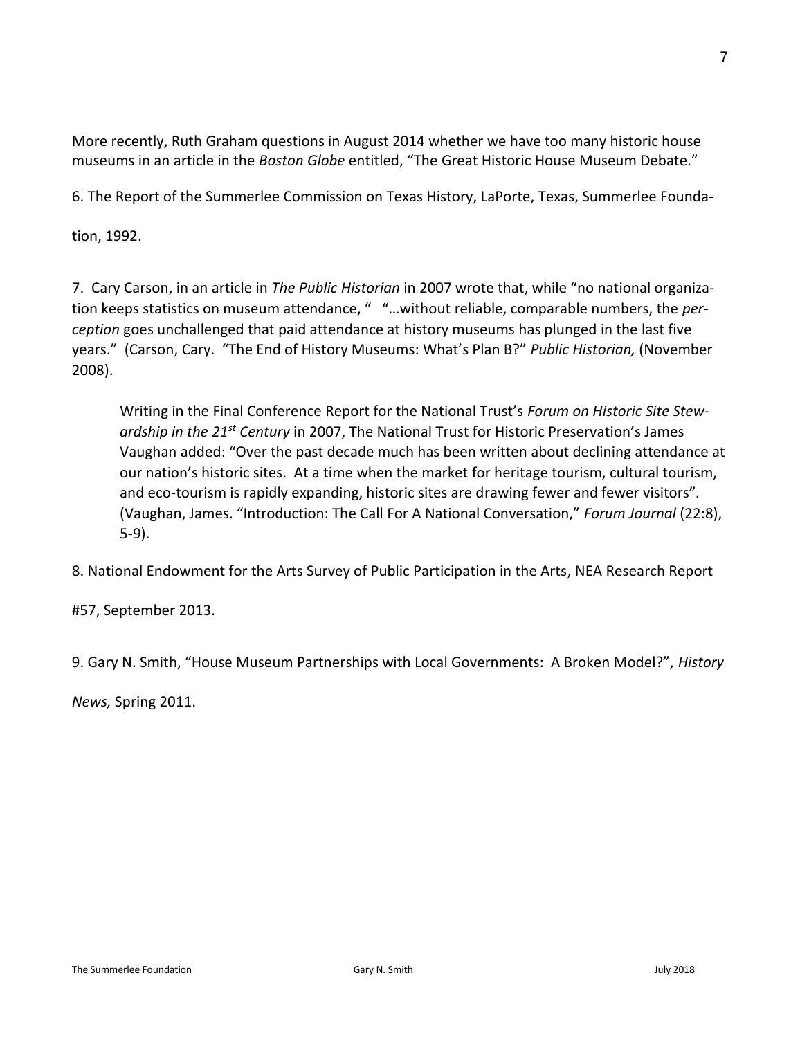More recently, Ruth Graham questions in August 2014 whether we have too many historic house museums in an article in the *Boston Globe* entitled, "The Great Historic House Museum Debate."

6. The Report of the Summerlee Commission on Texas History, LaPorte, Texas, Summerlee Foundation, 1992.

7. Cary Carson, in an article in *The Public Historian* in 2007 wrote that, while "no national organization keeps statistics on museum attendance, " "…without reliable, comparable numbers, the *perception* goes unchallenged that paid attendance at history museums has plunged in the last five years." (Carson, Cary. "The End of History Museums: What's Plan B?" *Public Historian,* (November 2008).

> Writing in the Final Conference Report for the National Trust's *Forum on Historic Site Stewardship in the 21st Century* in 2007, The National Trust for Historic Preservation's James Vaughan added: "Over the past decade much has been written about declining attendance at our nation's historic sites. At a time when the market for heritage tourism, cultural tourism, and eco-tourism is rapidly expanding, historic sites are drawing fewer and fewer visitors". (Vaughan, James. "Introduction: The Call For A National Conversation," *Forum Journal* (22:8), 5-9).

8. National Endowment for the Arts Survey of Public Participation in the Arts, NEA Research Report #57, September 2013.

9. Gary N. Smith, "House Museum Partnerships with Local Governments: A Broken Model?", *History News,* Spring 2011.